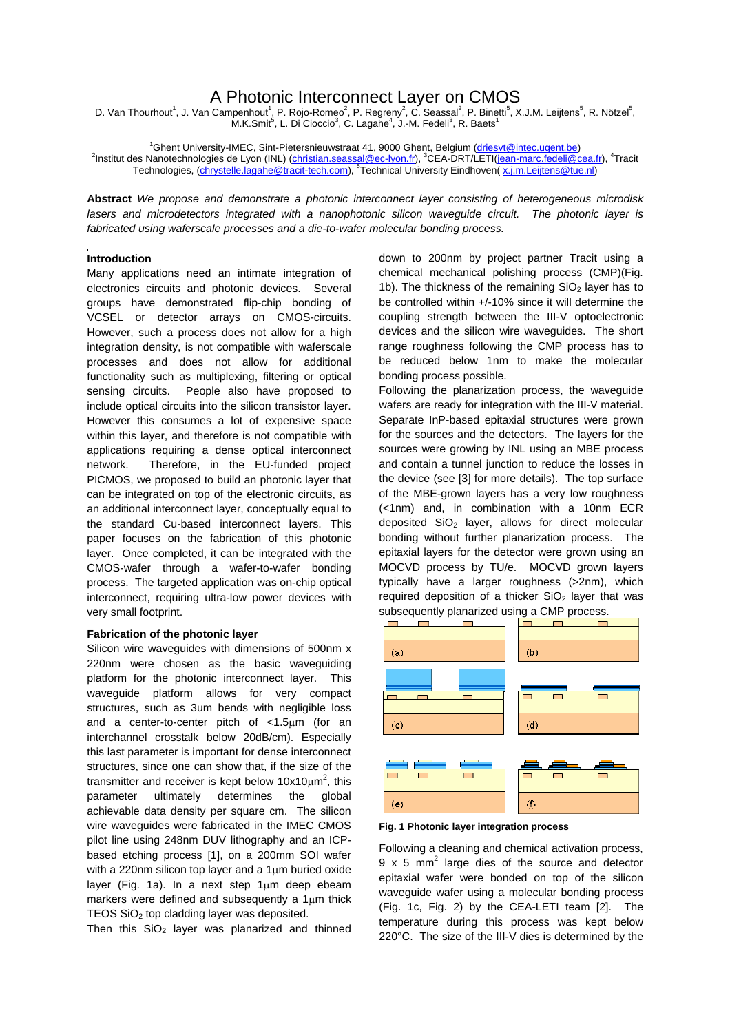# A Photonic Interconnect Layer on CMOS

D. Van Thourhout[1], J. Van Campenhout[1], P. Rojo-Romeo[2], P. Regreny[2], C. Seassal[2], P. Binetti[5], X.J.M. Leijtens[5], R. Nötzel[5], M.K.Smit[5], L. Di Cioccio[3], C. Lagahe[4], J.-M. Fedeli[3], R. Baets[1]

[1]Ghent University-IMEC, Sint-Pietersnieuwstraat 41, 9000 Ghent, Belgium (driesvt@intec.ugent.be)
[2]Institut des Nanotechnologies de Lyon (INL) (christian.seassal@ec-lyon.fr), [3]CEA-DRT/LETI(jean-marc.fedeli@cea.fr), [4]Tracit Technologies, (chrystelle.lagahe@tracit-tech.com), [5]Technical University Eindhoven( x.j.m.Leijtens@tue.nl)

**Abstract** *We propose and demonstrate a photonic interconnect layer consisting of heterogeneous microdisk lasers and microdetectors integrated with a nanophotonic silicon waveguide circuit. The photonic layer is fabricated using waferscale processes and a die-to-wafer molecular bonding process.*

## Introduction

Many applications need an intimate integration of electronics circuits and photonic devices. Several groups have demonstrated flip-chip bonding of VCSEL or detector arrays on CMOS-circuits. However, such a process does not allow for a high integration density, is not compatible with waferscale processes and does not allow for additional functionality such as multiplexing, filtering or optical sensing circuits. People also have proposed to include optical circuits into the silicon transistor layer. However this consumes a lot of expensive space within this layer, and therefore is not compatible with applications requiring a dense optical interconnect network. Therefore, in the EU-funded project PICMOS, we proposed to build an photonic layer that can be integrated on top of the electronic circuits, as an additional interconnect layer, conceptually equal to the standard Cu-based interconnect layers. This paper focuses on the fabrication of this photonic layer. Once completed, it can be integrated with the CMOS-wafer through a wafer-to-wafer bonding process. The targeted application was on-chip optical interconnect, requiring ultra-low power devices with very small footprint.

## Fabrication of the photonic layer

Silicon wire waveguides with dimensions of 500nm x 220nm were chosen as the basic waveguiding platform for the photonic interconnect layer. This waveguide platform allows for very compact structures, such as 3um bends with negligible loss and a center-to-center pitch of <1.5μm (for an interchannel crosstalk below 20dB/cm). Especially this last parameter is important for dense interconnect structures, since one can show that, if the size of the transmitter and receiver is kept below 10x10μm$^2$, this parameter ultimately determines the global achievable data density per square cm. The silicon wire waveguides were fabricated in the IMEC CMOS pilot line using 248nm DUV lithography and an ICP-based etching process [1], on a 200mm SOI wafer with a 220nm silicon top layer and a 1μm buried oxide layer (Fig. 1a). In a next step 1μm deep ebeam markers were defined and subsequently a 1μm thick TEOS $SiO_2$ top cladding layer was deposited.

Then this $SiO_2$ layer was planarized and thinned down to 200nm by project partner Tracit using a chemical mechanical polishing process (CMP)(Fig. 1b). The thickness of the remaining $SiO_2$ layer has to be controlled within +/-10% since it will determine the coupling strength between the III-V optoelectronic devices and the silicon wire waveguides. The short range roughness following the CMP process has to be reduced below 1nm to make the molecular bonding process possible.

Following the planarization process, the waveguide wafers are ready for integration with the III-V material. Separate InP-based epitaxial structures were grown for the sources and the detectors. The layers for the sources were growing by INL using an MBE process and contain a tunnel junction to reduce the losses in the device (see [3] for more details). The top surface of the MBE-grown layers has a very low roughness (<1nm) and, in combination with a 10nm ECR deposited $SiO_2$ layer, allows for direct molecular bonding without further planarization process. The epitaxial layers for the detector were grown using an MOCVD process by TU/e. MOCVD grown layers typically have a larger roughness (>2nm), which required deposition of a thicker $SiO_2$ layer that was subsequently planarized using a CMP process.

(a)
(b)
(c)
(d)
(e)
(f)

**Fig. 1 Photonic layer integration process**

Following a cleaning and chemical activation process, 9 x 5 mm$^2$ large dies of the source and detector epitaxial wafer were bonded on top of the silicon waveguide wafer using a molecular bonding process (Fig. 1c, Fig. 2) by the CEA-LETI team [2]. The temperature during this process was kept below 220°C. The size of the III-V dies is determined by the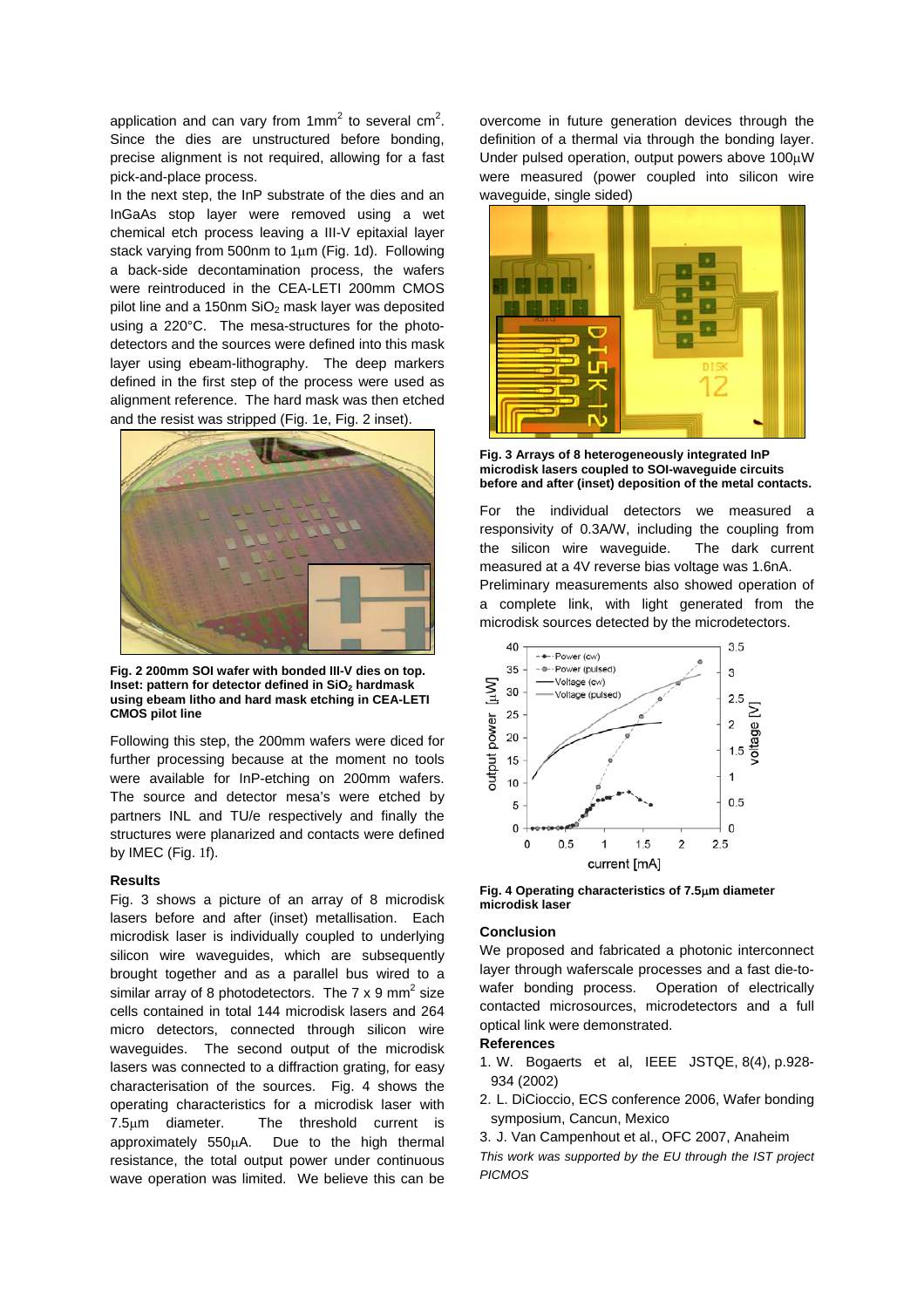application and can vary from 1mm$^2$ to several cm$^2$. Since the dies are unstructured before bonding, precise alignment is not required, allowing for a fast pick-and-place process.

In the next step, the InP substrate of the dies and an InGaAs stop layer were removed using a wet chemical etch process leaving a III-V epitaxial layer stack varying from 500nm to 1µm (Fig. 1d). Following a back-side decontamination process, the wafers were reintroduced in the CEA-LETI 200mm CMOS pilot line and a 150nm $SiO_2$ mask layer was deposited using a 220°C. The mesa-structures for the photo-detectors and the sources were defined into this mask layer using ebeam-lithography. The deep markers defined in the first step of the process were used as alignment reference. The hard mask was then etched and the resist was stripped (Fig. 1e, Fig. 2 inset).

**Fig. 2 200mm SOI wafer with bonded III-V dies on top. Inset: pattern for detector defined in $SiO_2$ hardmask using ebeam litho and hard mask etching in CEA-LETI CMOS pilot line**

Following this step, the 200mm wafers were diced for further processing because at the moment no tools were available for InP-etching on 200mm wafers. The source and detector mesa's were etched by partners INL and TU/e respectively and finally the structures were planarized and contacts were defined by IMEC (Fig. 1f).

### Results

Fig. 3 shows a picture of an array of 8 microdisk lasers before and after (inset) metallisation. Each microdisk laser is individually coupled to underlying silicon wire waveguides, which are subsequently brought together and as a parallel bus wired to a similar array of 8 photodetectors. The 7 x 9 mm$^2$ size cells contained in total 144 microdisk lasers and 264 micro detectors, connected through silicon wire waveguides. The second output of the microdisk lasers was connected to a diffraction grating, for easy characterisation of the sources. Fig. 4 shows the operating characteristics for a microdisk laser with 7.5µm diameter. The threshold current is approximately 550µA. Due to the high thermal resistance, the total output power under continuous wave operation was limited. We believe this can be overcome in future generation devices through the definition of a thermal via through the bonding layer. Under pulsed operation, output powers above 100µW were measured (power coupled into silicon wire waveguide, single sided)

**Fig. 3 Arrays of 8 heterogeneously integrated InP microdisk lasers coupled to SOI-waveguide circuits before and after (inset) deposition of the metal contacts.**

For the individual detectors we measured a responsivity of 0.3A/W, including the coupling from the silicon wire waveguide. The dark current measured at a 4V reverse bias voltage was 1.6nA. Preliminary measurements also showed operation of a complete link, with light generated from the microdisk sources detected by the microdetectors.

Power (cw)
Power (pulsed)
Voltage (cw)
Voltage (pulsed)
output power [µW]
voltage [V]
current [mA]

**Fig. 4 Operating characteristics of 7.5µm diameter microdisk laser**

### Conclusion

We proposed and fabricated a photonic interconnect layer through waferscale processes and a fast die-to-wafer bonding process. Operation of electrically contacted microsources, microdetectors and a full optical link were demonstrated.

### References

1. W. Bogaerts et al, IEEE JSTQE, 8(4), p.928-934 (2002)
2. L. DiCioccio, ECS conference 2006, Wafer bonding symposium, Cancun, Mexico
3. J. Van Campenhout et al., OFC 2007, Anaheim

*This work was supported by the EU through the IST project PICMOS*